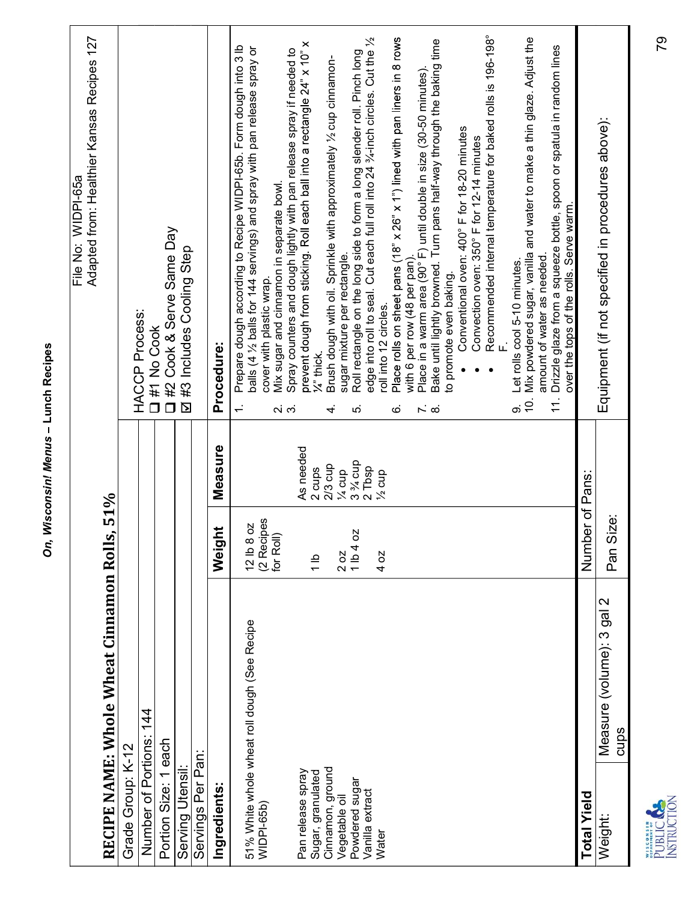# RECIPE NAME: Whole Wheat Cinnamon Rolls, 51%

File No: WIDPI-65a
Adapted from: Healthier Kansas Recipes 127

| | |
|---|---|
| Grade Group: K-12 | HACCP Process: |
| Number of Portions: 144 | ❑ #1 No Cook |
| Portion Size: 1 each | ❑ #2 Cook & Serve Same Day |
| Serving Utensil: | ☑ #3 Includes Cooling Step |
| Servings Per Pan: | |

| Ingredients: | Weight | Measure |
|---|---|---|
| 51% White whole wheat roll dough (See Recipe WIDPI-65b) | 12 lb 8 oz (2 Recipes for Roll) | |
| Pan release spray | | As needed |
| Sugar, granulated | 1 lb | 2 cups |
| Cinnamon, ground | | 2/3 cup |
| Vegetable oil | 2 oz | ¼ cup |
| Powdered sugar | 1 lb 4 oz | 3 ¾ cup |
| Vanilla extract | | 2 Tbsp |
| Water | 4 oz | ½ cup |

**Procedure:**

1. Prepare dough according to Recipe WIDPI-65b. Form dough into 3 lb balls (4 ½ balls for 144 servings) and spray with pan release spray or cover with plastic wrap.
2. Mix sugar and cinnamon in separate bowl.
3. Spray counters and dough lightly with pan release spray if needed to prevent dough from sticking. Roll each ball into a rectangle 24" x 10" x ¼" thick.
4. Brush dough with oil. Sprinkle with approximately ½ cup cinnamon-sugar mixture per rectangle.
5. Roll rectangle on the long side to form a long slender roll. Pinch long edge into roll to seal. Cut each full roll into 24 ¾-inch circles. Cut the ½ roll into 12 circles.
6. Place rolls on sheet pans (18" x 26" x 1") lined with pan liners in 8 rows with 6 per row (48 per pan).
7. Place in a warm area (90° F) until double in size (30-50 minutes).
8. Bake until lightly browned. Turn pans half-way through the baking time to promote even baking.
   - Conventional oven: 400° F for 18-20 minutes
   - Convection oven: 350° F for 12-14 minutes
   - Recommended internal temperature for baked rolls is 196-198° F.
9. Let rolls cool 5-10 minutes.
10. Mix powdered sugar, vanilla and water to make a thin glaze. Adjust the amount of water as needed.
11. Drizzle glaze from a squeeze bottle, spoon or spatula in random lines over the tops of the rolls. Serve warm.

| Total Yield | | | |
|---|---|---|---|
| Weight: | Measure (volume): 3 gal 2 cups | Number of Pans: | Equipment (if not specified in procedures above): |
| | | Pan Size: | |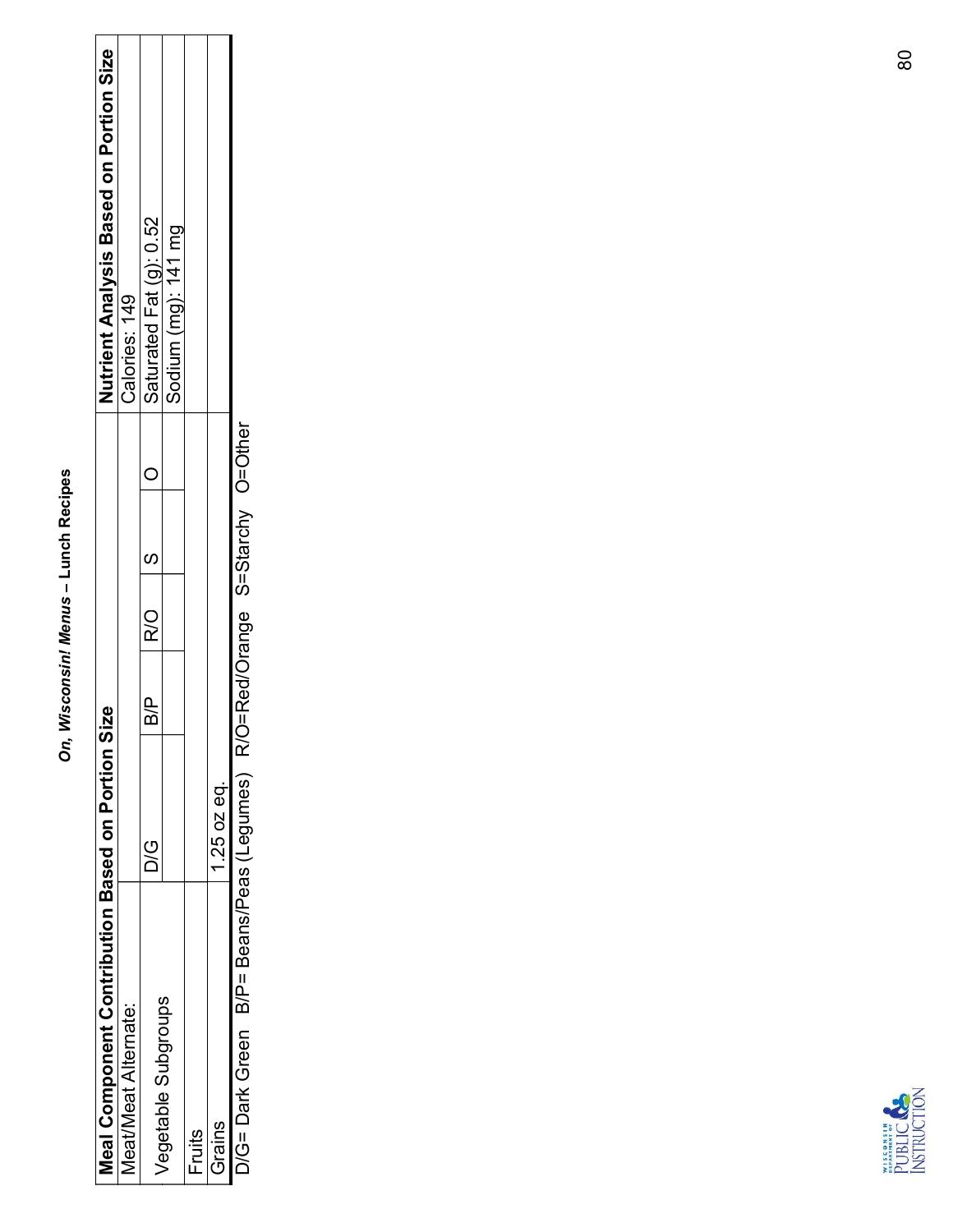| Meal Component Contribution Based on Portion Size | | | | | Nutrient Analysis Based on Portion Size |
|---|---|---|---|---|---|
| Meat/Meat Alternate: | | | | | Calories: 149 |
| Vegetable Subgroups | D/G | B/P | R/O | S | O | Saturated Fat (g): 0.52 |
| | | | | | | Sodium (mg): 141 mg |
| Fruits | | | | | |
| Grains | 1.25 oz eq. | | | | |

D/G= Dark Green B/P= Beans/Peas (Legumes) R/O=Red/Orange S=Starchy O=Other